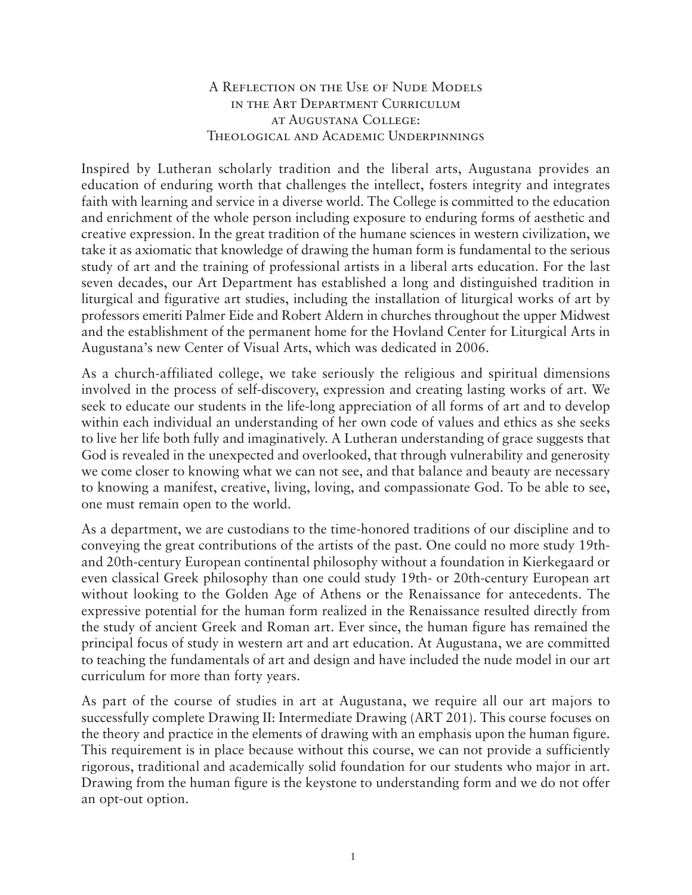# A Reflection on the Use of Nude Models in the Art Department Curriculum at Augustana College: Theological and Academic Underpinnings

Inspired by Lutheran scholarly tradition and the liberal arts, Augustana provides an education of enduring worth that challenges the intellect, fosters integrity and integrates faith with learning and service in a diverse world. The College is committed to the education and enrichment of the whole person including exposure to enduring forms of aesthetic and creative expression. In the great tradition of the humane sciences in western civilization, we take it as axiomatic that knowledge of drawing the human form is fundamental to the serious study of art and the training of professional artists in a liberal arts education. For the last seven decades, our Art Department has established a long and distinguished tradition in liturgical and figurative art studies, including the installation of liturgical works of art by professors emeriti Palmer Eide and Robert Aldern in churches throughout the upper Midwest and the establishment of the permanent home for the Hovland Center for Liturgical Arts in Augustana's new Center of Visual Arts, which was dedicated in 2006.

As a church-affiliated college, we take seriously the religious and spiritual dimensions involved in the process of self-discovery, expression and creating lasting works of art. We seek to educate our students in the life-long appreciation of all forms of art and to develop within each individual an understanding of her own code of values and ethics as she seeks to live her life both fully and imaginatively. A Lutheran understanding of grace suggests that God is revealed in the unexpected and overlooked, that through vulnerability and generosity we come closer to knowing what we can not see, and that balance and beauty are necessary to knowing a manifest, creative, living, loving, and compassionate God. To be able to see, one must remain open to the world.

As a department, we are custodians to the time-honored traditions of our discipline and to conveying the great contributions of the artists of the past. One could no more study 19th- and 20th-century European continental philosophy without a foundation in Kierkegaard or even classical Greek philosophy than one could study 19th- or 20th-century European art without looking to the Golden Age of Athens or the Renaissance for antecedents. The expressive potential for the human form realized in the Renaissance resulted directly from the study of ancient Greek and Roman art. Ever since, the human figure has remained the principal focus of study in western art and art education. At Augustana, we are committed to teaching the fundamentals of art and design and have included the nude model in our art curriculum for more than forty years.

As part of the course of studies in art at Augustana, we require all our art majors to successfully complete Drawing II: Intermediate Drawing (ART 201). This course focuses on the theory and practice in the elements of drawing with an emphasis upon the human figure. This requirement is in place because without this course, we can not provide a sufficiently rigorous, traditional and academically solid foundation for our students who major in art. Drawing from the human figure is the keystone to understanding form and we do not offer an opt-out option.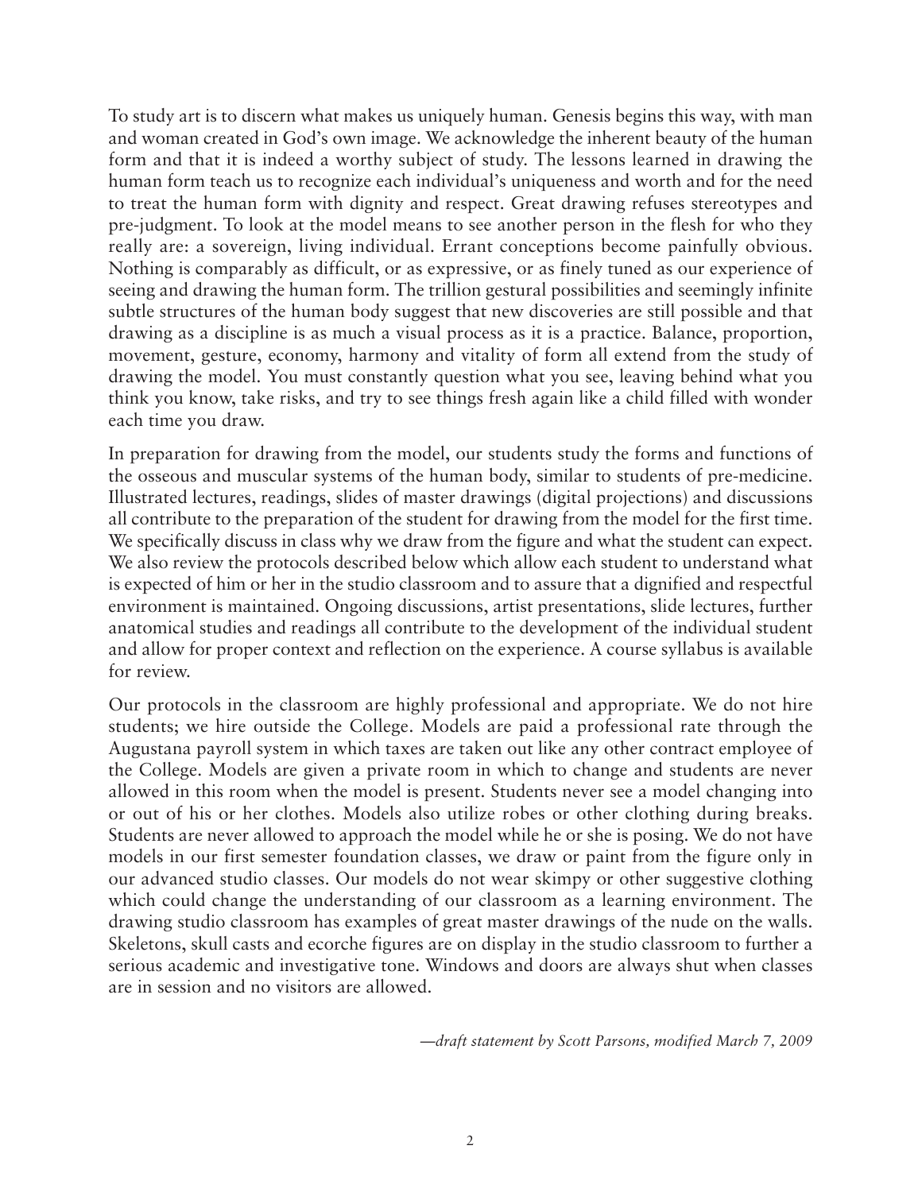To study art is to discern what makes us uniquely human. Genesis begins this way, with man and woman created in God's own image. We acknowledge the inherent beauty of the human form and that it is indeed a worthy subject of study. The lessons learned in drawing the human form teach us to recognize each individual's uniqueness and worth and for the need to treat the human form with dignity and respect. Great drawing refuses stereotypes and pre-judgment. To look at the model means to see another person in the flesh for who they really are: a sovereign, living individual. Errant conceptions become painfully obvious. Nothing is comparably as difficult, or as expressive, or as finely tuned as our experience of seeing and drawing the human form. The trillion gestural possibilities and seemingly infinite subtle structures of the human body suggest that new discoveries are still possible and that drawing as a discipline is as much a visual process as it is a practice. Balance, proportion, movement, gesture, economy, harmony and vitality of form all extend from the study of drawing the model. You must constantly question what you see, leaving behind what you think you know, take risks, and try to see things fresh again like a child filled with wonder each time you draw.

In preparation for drawing from the model, our students study the forms and functions of the osseous and muscular systems of the human body, similar to students of pre-medicine. Illustrated lectures, readings, slides of master drawings (digital projections) and discussions all contribute to the preparation of the student for drawing from the model for the first time. We specifically discuss in class why we draw from the figure and what the student can expect. We also review the protocols described below which allow each student to understand what is expected of him or her in the studio classroom and to assure that a dignified and respectful environment is maintained. Ongoing discussions, artist presentations, slide lectures, further anatomical studies and readings all contribute to the development of the individual student and allow for proper context and reflection on the experience. A course syllabus is available for review.

Our protocols in the classroom are highly professional and appropriate. We do not hire students; we hire outside the College. Models are paid a professional rate through the Augustana payroll system in which taxes are taken out like any other contract employee of the College. Models are given a private room in which to change and students are never allowed in this room when the model is present. Students never see a model changing into or out of his or her clothes. Models also utilize robes or other clothing during breaks. Students are never allowed to approach the model while he or she is posing. We do not have models in our first semester foundation classes, we draw or paint from the figure only in our advanced studio classes. Our models do not wear skimpy or other suggestive clothing which could change the understanding of our classroom as a learning environment. The drawing studio classroom has examples of great master drawings of the nude on the walls. Skeletons, skull casts and ecorche figures are on display in the studio classroom to further a serious academic and investigative tone. Windows and doors are always shut when classes are in session and no visitors are allowed.

*—draft statement by Scott Parsons, modified March 7, 2009*